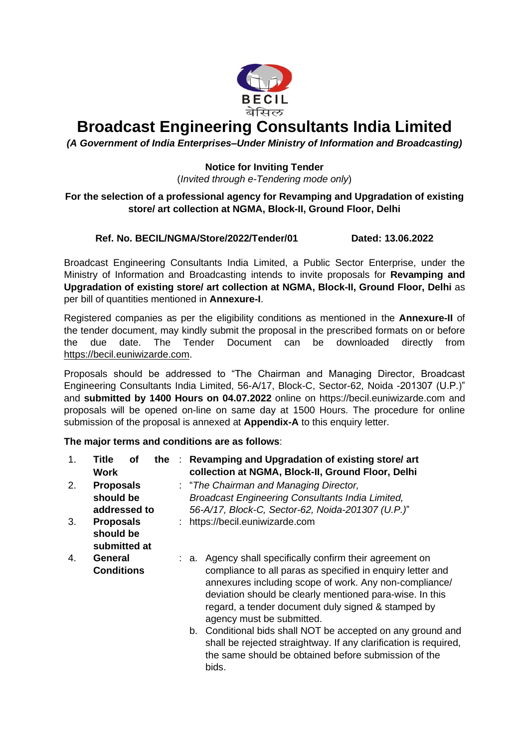BECIL
बेसिल

# Broadcast Engineering Consultants India Limited

***(A Government of India Enterprises–Under Ministry of Information and Broadcasting)***

**Notice for Inviting Tender**

(*Invited through e-Tendering mode only*)

**For the selection of a professional agency for Revamping and Upgradation of existing store/ art collection at NGMA, Block-II, Ground Floor, Delhi**

**Ref. No. BECIL/NGMA/Store/2022/Tender/01 Dated: 13.06.2022**

Broadcast Engineering Consultants India Limited, a Public Sector Enterprise, under the Ministry of Information and Broadcasting intends to invite proposals for **Revamping and Upgradation of existing store/ art collection at NGMA, Block-II, Ground Floor, Delhi** as per bill of quantities mentioned in **Annexure-I**.

Registered companies as per the eligibility conditions as mentioned in the **Annexure-II** of the tender document, may kindly submit the proposal in the prescribed formats on or before the due date. The Tender Document can be downloaded directly from https://becil.euniwizarde.com.

Proposals should be addressed to "The Chairman and Managing Director, Broadcast Engineering Consultants India Limited, 56-A/17, Block-C, Sector-62, Noida -201307 (U.P.)" and **submitted by 1400 Hours on 04.07.2022** online on https://becil.euniwizarde.com and proposals will be opened on-line on same day at 1500 Hours. The procedure for online submission of the proposal is annexed at **Appendix-A** to this enquiry letter.

**The major terms and conditions are as follows**:

| | | | |
|---|---|---|---|
| 1. | **Title of the Work** | : | **Revamping and Upgradation of existing store/ art collection at NGMA, Block-II, Ground Floor, Delhi** |
| 2. | **Proposals should be addressed to** | : | "*The Chairman and Managing Director, Broadcast Engineering Consultants India Limited, 56-A/17, Block-C, Sector-62, Noida-201307 (U.P.)*" |
| 3. | **Proposals should be submitted at** | : | https://becil.euniwizarde.com |
| 4. | **General Conditions** | : | a. Agency shall specifically confirm their agreement on compliance to all paras as specified in enquiry letter and annexures including scope of work. Any non-compliance/ deviation should be clearly mentioned para-wise. In this regard, a tender document duly signed & stamped by agency must be submitted.<br>b. Conditional bids shall NOT be accepted on any ground and shall be rejected straightway. If any clarification is required, the same should be obtained before submission of the bids. |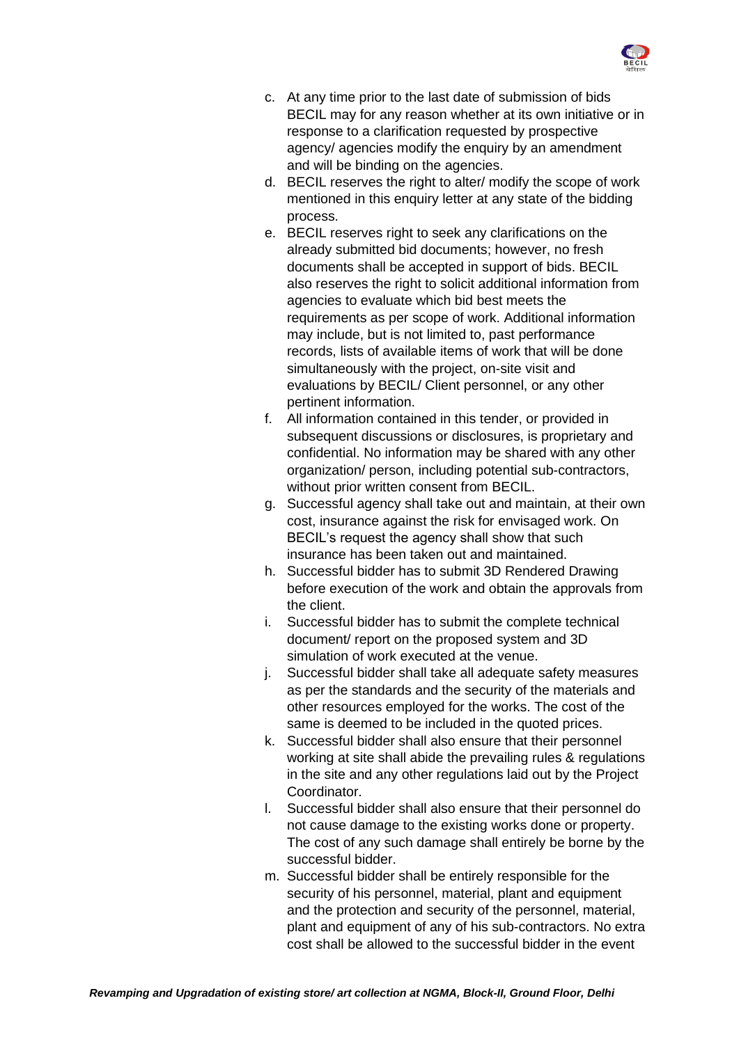c. At any time prior to the last date of submission of bids BECIL may for any reason whether at its own initiative or in response to a clarification requested by prospective agency/ agencies modify the enquiry by an amendment and will be binding on the agencies.
d. BECIL reserves the right to alter/ modify the scope of work mentioned in this enquiry letter at any state of the bidding process.
e. BECIL reserves right to seek any clarifications on the already submitted bid documents; however, no fresh documents shall be accepted in support of bids. BECIL also reserves the right to solicit additional information from agencies to evaluate which bid best meets the requirements as per scope of work. Additional information may include, but is not limited to, past performance records, lists of available items of work that will be done simultaneously with the project, on-site visit and evaluations by BECIL/ Client personnel, or any other pertinent information.
f. All information contained in this tender, or provided in subsequent discussions or disclosures, is proprietary and confidential. No information may be shared with any other organization/ person, including potential sub-contractors, without prior written consent from BECIL.
g. Successful agency shall take out and maintain, at their own cost, insurance against the risk for envisaged work. On BECIL's request the agency shall show that such insurance has been taken out and maintained.
h. Successful bidder has to submit 3D Rendered Drawing before execution of the work and obtain the approvals from the client.
i. Successful bidder has to submit the complete technical document/ report on the proposed system and 3D simulation of work executed at the venue.
j. Successful bidder shall take all adequate safety measures as per the standards and the security of the materials and other resources employed for the works. The cost of the same is deemed to be included in the quoted prices.
k. Successful bidder shall also ensure that their personnel working at site shall abide the prevailing rules & regulations in the site and any other regulations laid out by the Project Coordinator.
l. Successful bidder shall also ensure that their personnel do not cause damage to the existing works done or property. The cost of any such damage shall entirely be borne by the successful bidder.
m. Successful bidder shall be entirely responsible for the security of his personnel, material, plant and equipment and the protection and security of the personnel, material, plant and equipment of any of his sub-contractors. No extra cost shall be allowed to the successful bidder in the event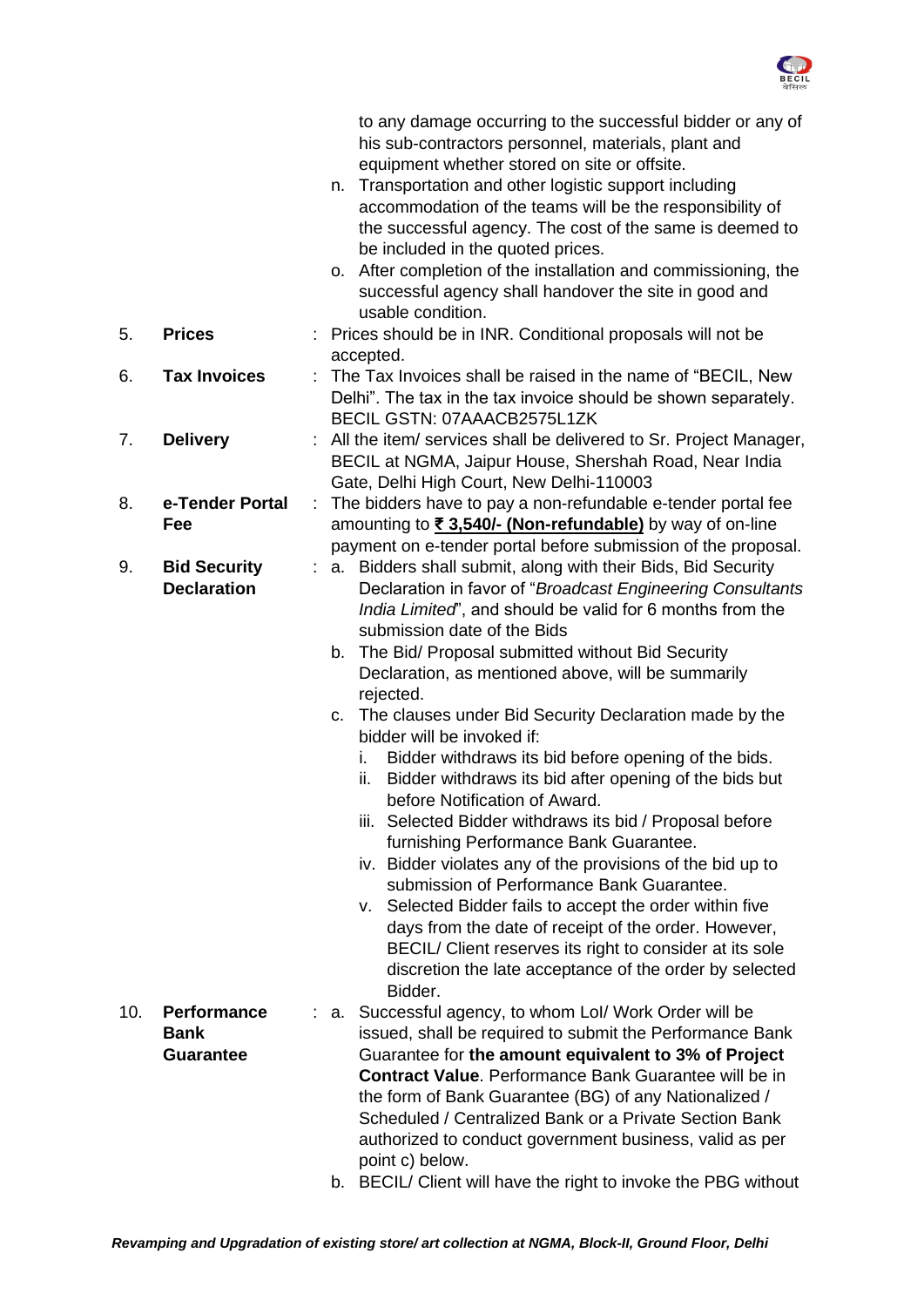to any damage occurring to the successful bidder or any of his sub-contractors personnel, materials, plant and equipment whether stored on site or offsite.

n. Transportation and other logistic support including accommodation of the teams will be the responsibility of the successful agency. The cost of the same is deemed to be included in the quoted prices.

o. After completion of the installation and commissioning, the successful agency shall handover the site in good and usable condition.

5. **Prices** : Prices should be in INR. Conditional proposals will not be accepted.

6. **Tax Invoices** : The Tax Invoices shall be raised in the name of "BECIL, New Delhi". The tax in the tax invoice should be shown separately. BECIL GSTN: 07AAACB2575L1ZK

7. **Delivery** : All the item/ services shall be delivered to Sr. Project Manager, BECIL at NGMA, Jaipur House, Shershah Road, Near India Gate, Delhi High Court, New Delhi-110003

8. **e-Tender Portal Fee** : The bidders have to pay a non-refundable e-tender portal fee amounting to **₹ 3,540/- (Non-refundable)** by way of on-line payment on e-tender portal before submission of the proposal.

9. **Bid Security Declaration** :

   a. Bidders shall submit, along with their Bids, Bid Security Declaration in favor of "*Broadcast Engineering Consultants India Limited*", and should be valid for 6 months from the submission date of the Bids

   b. The Bid/ Proposal submitted without Bid Security Declaration, as mentioned above, will be summarily rejected.

   c. The clauses under Bid Security Declaration made by the bidder will be invoked if:

      i. Bidder withdraws its bid before opening of the bids.

      ii. Bidder withdraws its bid after opening of the bids but before Notification of Award.

      iii. Selected Bidder withdraws its bid / Proposal before furnishing Performance Bank Guarantee.

      iv. Bidder violates any of the provisions of the bid up to submission of Performance Bank Guarantee.

      v. Selected Bidder fails to accept the order within five days from the date of receipt of the order. However, BECIL/ Client reserves its right to consider at its sole discretion the late acceptance of the order by selected Bidder.

10. **Performance Bank Guarantee** :

   a. Successful agency, to whom LoI/ Work Order will be issued, shall be required to submit the Performance Bank Guarantee for **the amount equivalent to 3% of Project Contract Value**. Performance Bank Guarantee will be in the form of Bank Guarantee (BG) of any Nationalized / Scheduled / Centralized Bank or a Private Section Bank authorized to conduct government business, valid as per point c) below.

   b. BECIL/ Client will have the right to invoke the PBG without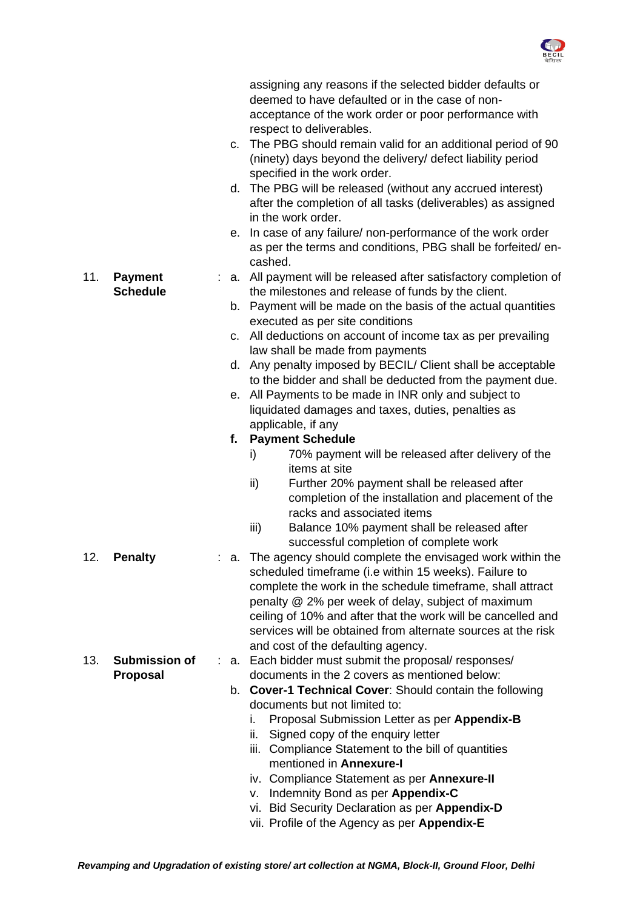assigning any reasons if the selected bidder defaults or deemed to have defaulted or in the case of non-acceptance of the work order or poor performance with respect to deliverables.

c. The PBG should remain valid for an additional period of 90 (ninety) days beyond the delivery/ defect liability period specified in the work order.

d. The PBG will be released (without any accrued interest) after the completion of all tasks (deliverables) as assigned in the work order.

e. In case of any failure/ non-performance of the work order as per the terms and conditions, PBG shall be forfeited/ en-cashed.

11. **Payment Schedule** :

a. All payment will be released after satisfactory completion of the milestones and release of funds by the client.

b. Payment will be made on the basis of the actual quantities executed as per site conditions

c. All deductions on account of income tax as per prevailing law shall be made from payments

d. Any penalty imposed by BECIL/ Client shall be acceptable to the bidder and shall be deducted from the payment due.

e. All Payments to be made in INR only and subject to liquidated damages and taxes, duties, penalties as applicable, if any

**f. Payment Schedule**

i) 70% payment will be released after delivery of the items at site

ii) Further 20% payment shall be released after completion of the installation and placement of the racks and associated items

iii) Balance 10% payment shall be released after successful completion of complete work

12. **Penalty** :

a. The agency should complete the envisaged work within the scheduled timeframe (i.e within 15 weeks). Failure to complete the work in the schedule timeframe, shall attract penalty @ 2% per week of delay, subject of maximum ceiling of 10% and after that the work will be cancelled and services will be obtained from alternate sources at the risk and cost of the defaulting agency.

13. **Submission of Proposal** :

a. Each bidder must submit the proposal/ responses/ documents in the 2 covers as mentioned below:

b. **Cover-1 Technical Cover**: Should contain the following documents but not limited to:

i. Proposal Submission Letter as per **Appendix-B**
ii. Signed copy of the enquiry letter
iii. Compliance Statement to the bill of quantities mentioned in **Annexure-I**
iv. Compliance Statement as per **Annexure-II**
v. Indemnity Bond as per **Appendix-C**
vi. Bid Security Declaration as per **Appendix-D**
vii. Profile of the Agency as per **Appendix-E**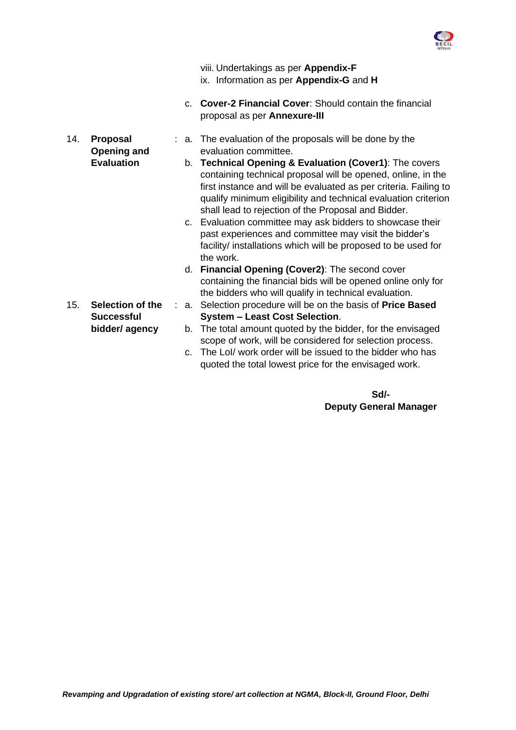viii. Undertakings as per **Appendix-F**
ix. Information as per **Appendix-G** and **H**

c. **Cover-2 Financial Cover**: Should contain the financial proposal as per **Annexure-III**

| | | | |
|---|---|---|---|
| 14. | **Proposal Opening and Evaluation** | : | a. The evaluation of the proposals will be done by the evaluation committee.<br>b. **Technical Opening & Evaluation (Cover1)**: The covers containing technical proposal will be opened, online, in the first instance and will be evaluated as per criteria. Failing to qualify minimum eligibility and technical evaluation criterion shall lead to rejection of the Proposal and Bidder.<br>c. Evaluation committee may ask bidders to showcase their past experiences and committee may visit the bidder's facility/ installations which will be proposed to be used for the work.<br>d. **Financial Opening (Cover2)**: The second cover containing the financial bids will be opened online only for the bidders who will qualify in technical evaluation. |
| 15. | **Selection of the Successful bidder/ agency** | : | a. Selection procedure will be on the basis of **Price Based System – Least Cost Selection**.<br>b. The total amount quoted by the bidder, for the envisaged scope of work, will be considered for selection process.<br>c. The LoI/ work order will be issued to the bidder who has quoted the total lowest price for the envisaged work. |

**Sd/-**
**Deputy General Manager**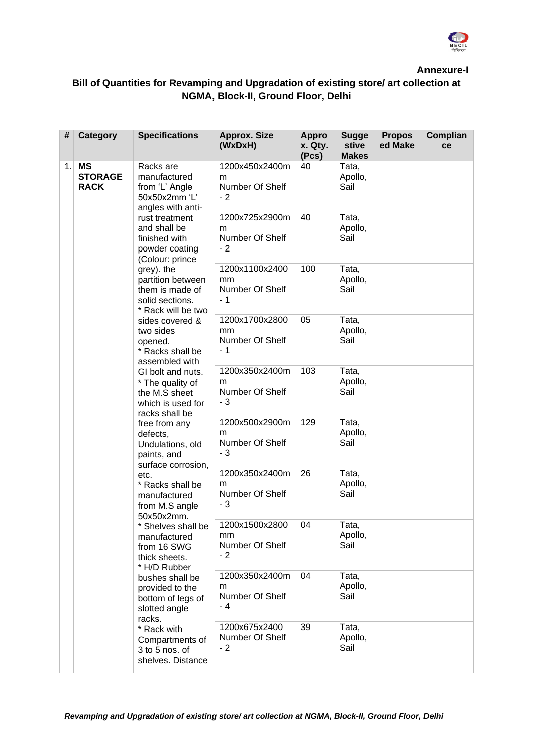**Annexure-I**

## Bill of Quantities for Revamping and Upgradation of existing store/ art collection at NGMA, Block-II, Ground Floor, Delhi

| # | Category | Specifications | Approx. Size (WxDxH) | Approx. Qty. (Pcs) | Suggestive Makes | Proposed Make | Compliance |
|---|---|---|---|---|---|---|---|
| 1. | **MS STORAGE RACK** | Racks are manufactured from 'L' Angle 50x50x2mm 'L' angles with anti-rust treatment and shall be finished with powder coating (Colour: prince grey). the partition between them is made of solid sections. * Rack will be two sides covered & two sides opened. * Racks shall be assembled with GI bolt and nuts. * The quality of the M.S sheet which is used for racks shall be free from any defects, Undulations, old paints, and surface corrosion, etc. * Racks shall be manufactured from M.S angle 50x50x2mm. * Shelves shall be manufactured from 16 SWG thick sheets. * H/D Rubber bushes shall be provided to the bottom of legs of slotted angle racks. * Rack with Compartments of 3 to 5 nos. of shelves. Distance | 1200x450x2400mm Number Of Shelf - 2 | 40 | Tata, Apollo, Sail | | |
| | | | 1200x725x2900mm Number Of Shelf - 2 | 40 | Tata, Apollo, Sail | | |
| | | | 1200x1100x2400mm Number Of Shelf - 1 | 100 | Tata, Apollo, Sail | | |
| | | | 1200x1700x2800mm Number Of Shelf - 1 | 05 | Tata, Apollo, Sail | | |
| | | | 1200x350x2400mm Number Of Shelf - 3 | 103 | Tata, Apollo, Sail | | |
| | | | 1200x500x2900mm Number Of Shelf - 3 | 129 | Tata, Apollo, Sail | | |
| | | | 1200x350x2400mm Number Of Shelf - 3 | 26 | Tata, Apollo, Sail | | |
| | | | 1200x1500x2800mm Number Of Shelf - 2 | 04 | Tata, Apollo, Sail | | |
| | | | 1200x350x2400mm Number Of Shelf - 4 | 04 | Tata, Apollo, Sail | | |
| | | | 1200x675x2400 Number Of Shelf - 2 | 39 | Tata, Apollo, Sail | | |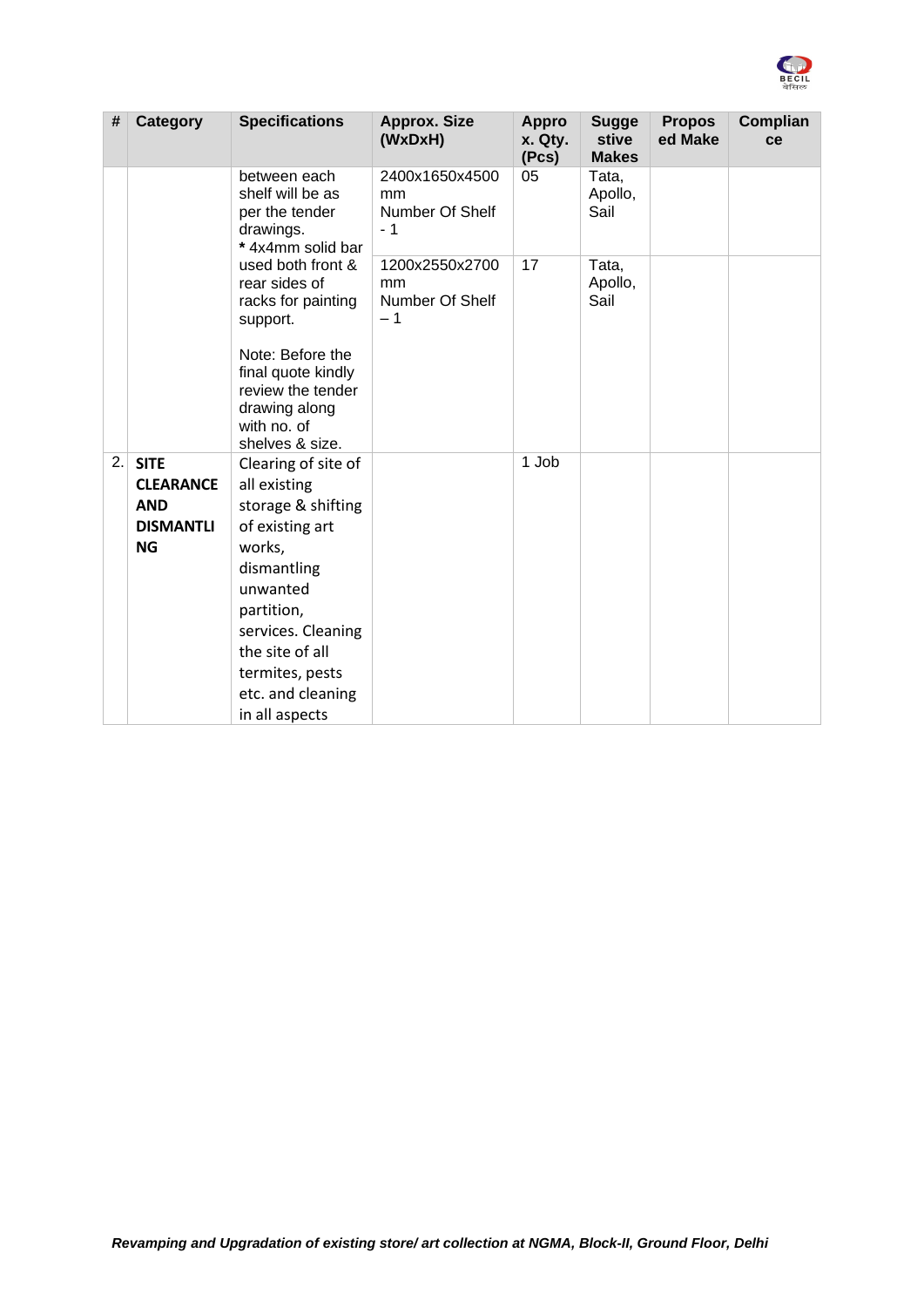| # | Category | Specifications | Approx. Size (WxDxH) | Approx. Qty. (Pcs) | Suggestive Makes | Proposed Make | Compliance |
|---|---|---|---|---|---|---|---|
| | | between each shelf will be as per the tender drawings. * 4x4mm solid bar | 2400x1650x4500 mm Number Of Shelf - 1 | 05 | Tata, Apollo, Sail | | |
| | | used both front & rear sides of racks for painting support. Note: Before the final quote kindly review the tender drawing along with no. of shelves & size. | 1200x2550x2700 mm Number Of Shelf – 1 | 17 | Tata, Apollo, Sail | | |
| 2. | **SITE CLEARANCE AND DISMANTLING** | Clearing of site of all existing storage & shifting of existing art works, dismantling unwanted partition, services. Cleaning the site of all termites, pests etc. and cleaning in all aspects | | 1 Job | | | |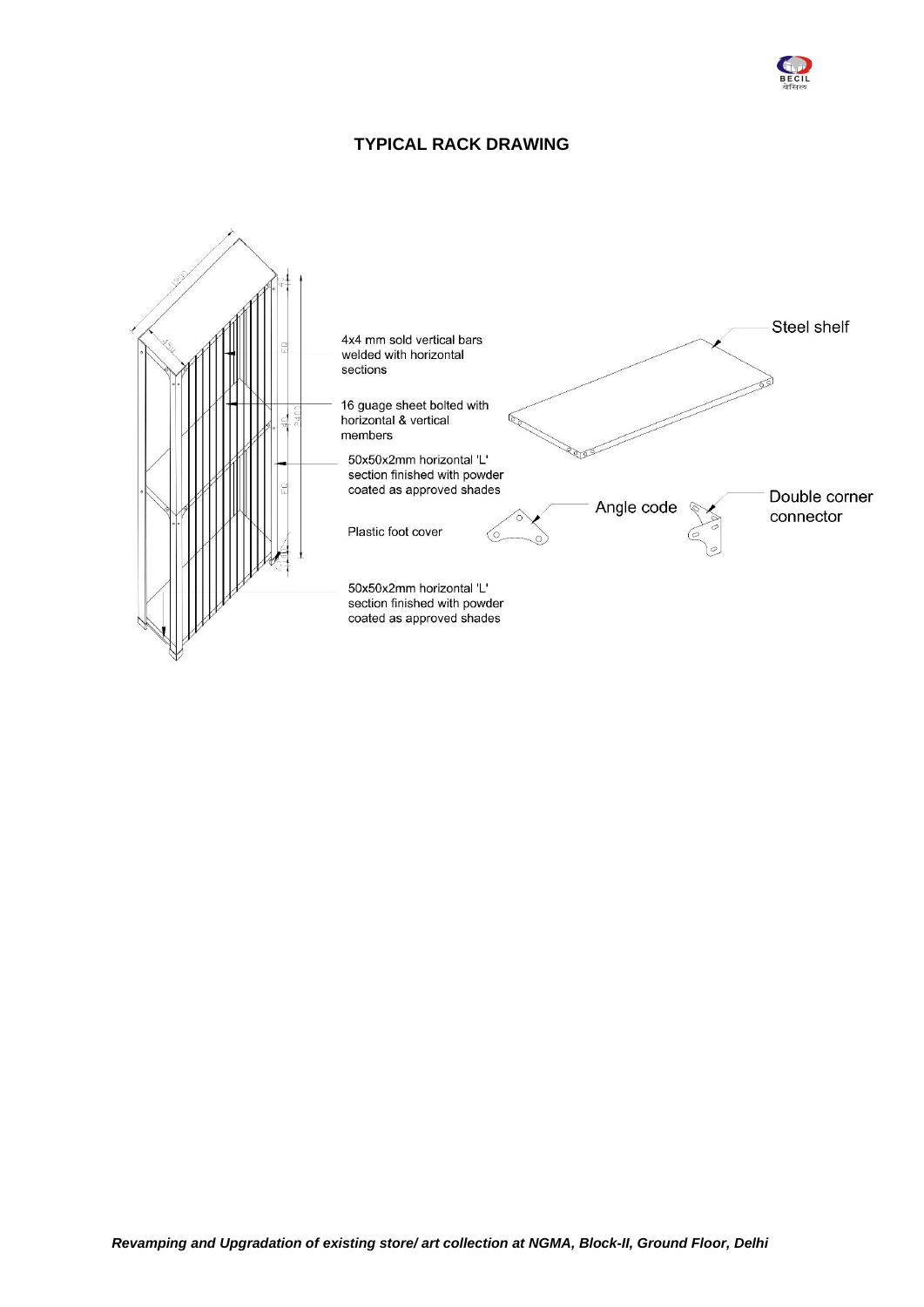## TYPICAL RACK DRAWING

4x4 mm sold vertical bars welded with horizontal sections

16 guage sheet bolted with horizontal & vertical members

50x50x2mm horizontal 'L' section finished with powder coated as approved shades

Plastic foot cover

50x50x2mm horizontal 'L' section finished with powder coated as approved shades

Steel shelf

Angle code

Double corner connector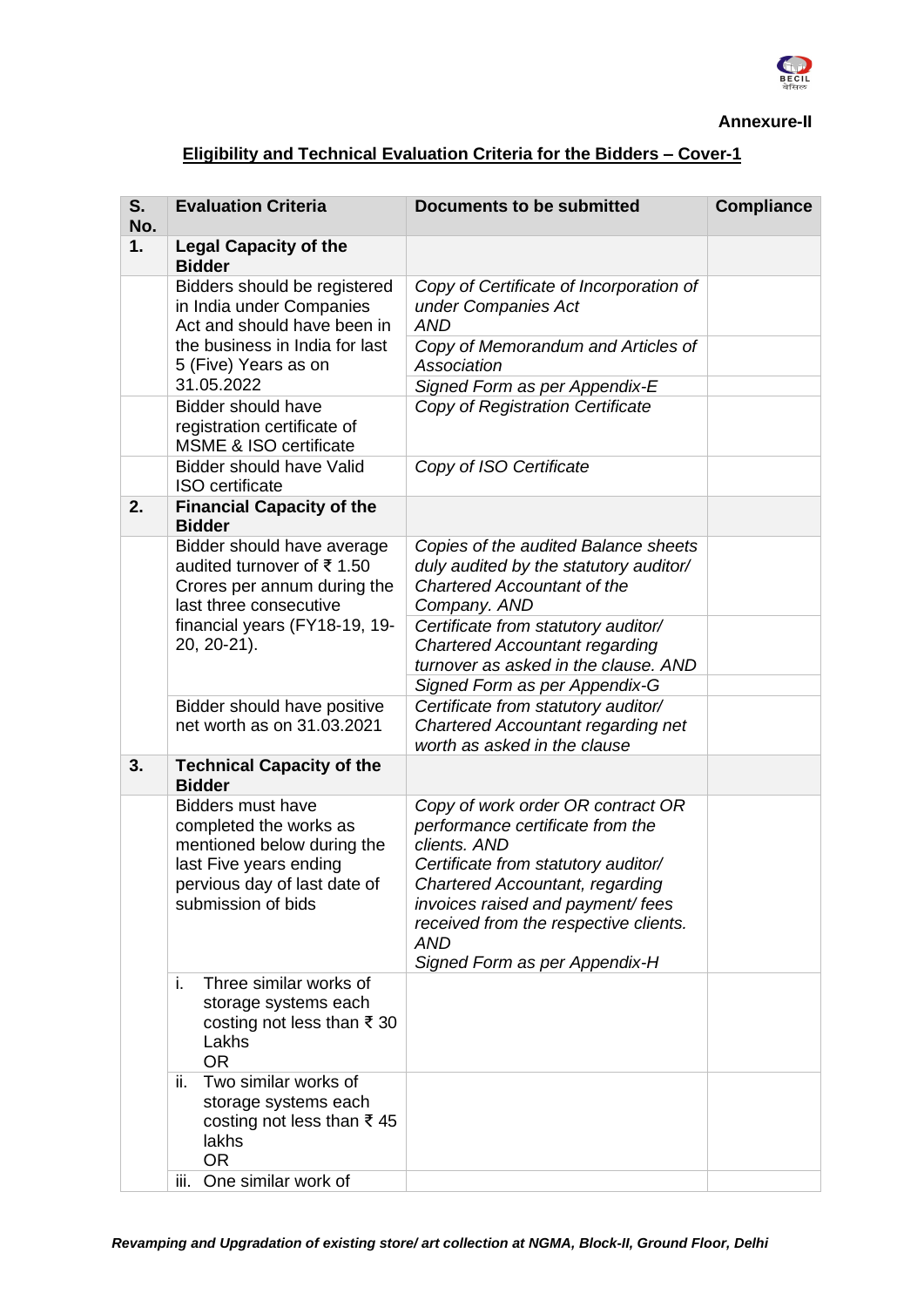**Annexure-II**

## Eligibility and Technical Evaluation Criteria for the Bidders – Cover-1

| S. No. | Evaluation Criteria | Documents to be submitted | Compliance |
|---|---|---|---|
| **1.** | **Legal Capacity of the Bidder** | | |
| | Bidders should be registered in India under Companies Act and should have been in the business in India for last 5 (Five) Years as on 31.05.2022 | *Copy of Certificate of Incorporation of under Companies Act AND* | |
| | | *Copy of Memorandum and Articles of Association* | |
| | | *Signed Form as per Appendix-E* | |
| | Bidder should have registration certificate of MSME & ISO certificate | *Copy of Registration Certificate* | |
| | Bidder should have Valid ISO certificate | *Copy of ISO Certificate* | |
| **2.** | **Financial Capacity of the Bidder** | | |
| | Bidder should have average audited turnover of ₹ 1.50 Crores per annum during the last three consecutive financial years (FY18-19, 19-20, 20-21). | *Copies of the audited Balance sheets duly audited by the statutory auditor/ Chartered Accountant of the Company. AND* | |
| | | *Certificate from statutory auditor/ Chartered Accountant regarding turnover as asked in the clause. AND* | |
| | | *Signed Form as per Appendix-G* | |
| | Bidder should have positive net worth as on 31.03.2021 | *Certificate from statutory auditor/ Chartered Accountant regarding net worth as asked in the clause* | |
| **3.** | **Technical Capacity of the Bidder** | | |
| | Bidders must have completed the works as mentioned below during the last Five years ending pervious day of last date of submission of bids | *Copy of work order OR contract OR performance certificate from the clients. AND Certificate from statutory auditor/ Chartered Accountant, regarding invoices raised and payment/ fees received from the respective clients. AND Signed Form as per Appendix-H* | |
| | i. Three similar works of storage systems each costing not less than ₹ 30 Lakhs OR | | |
| | ii. Two similar works of storage systems each costing not less than ₹ 45 lakhs OR | | |
| | iii. One similar work of | | |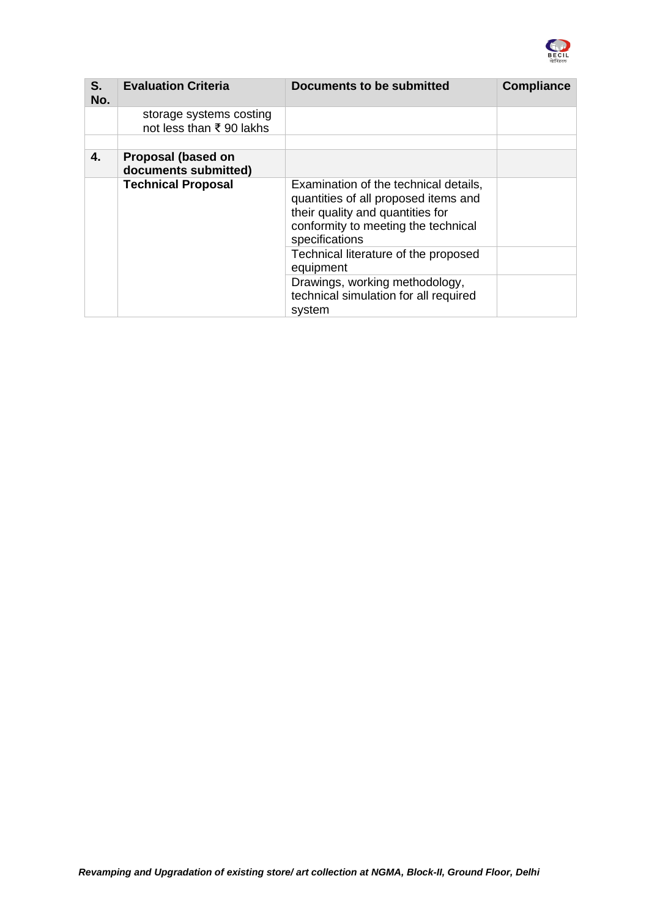| S. No. | Evaluation Criteria | Documents to be submitted | Compliance |
|---|---|---|---|
| | storage systems costing not less than ₹ 90 lakhs | | |
| | | | |
| **4.** | **Proposal (based on documents submitted)** | | |
| | **Technical Proposal** | Examination of the technical details, quantities of all proposed items and their quality and quantities for conformity to meeting the technical specifications | |
| | | Technical literature of the proposed equipment | |
| | | Drawings, working methodology, technical simulation for all required system | |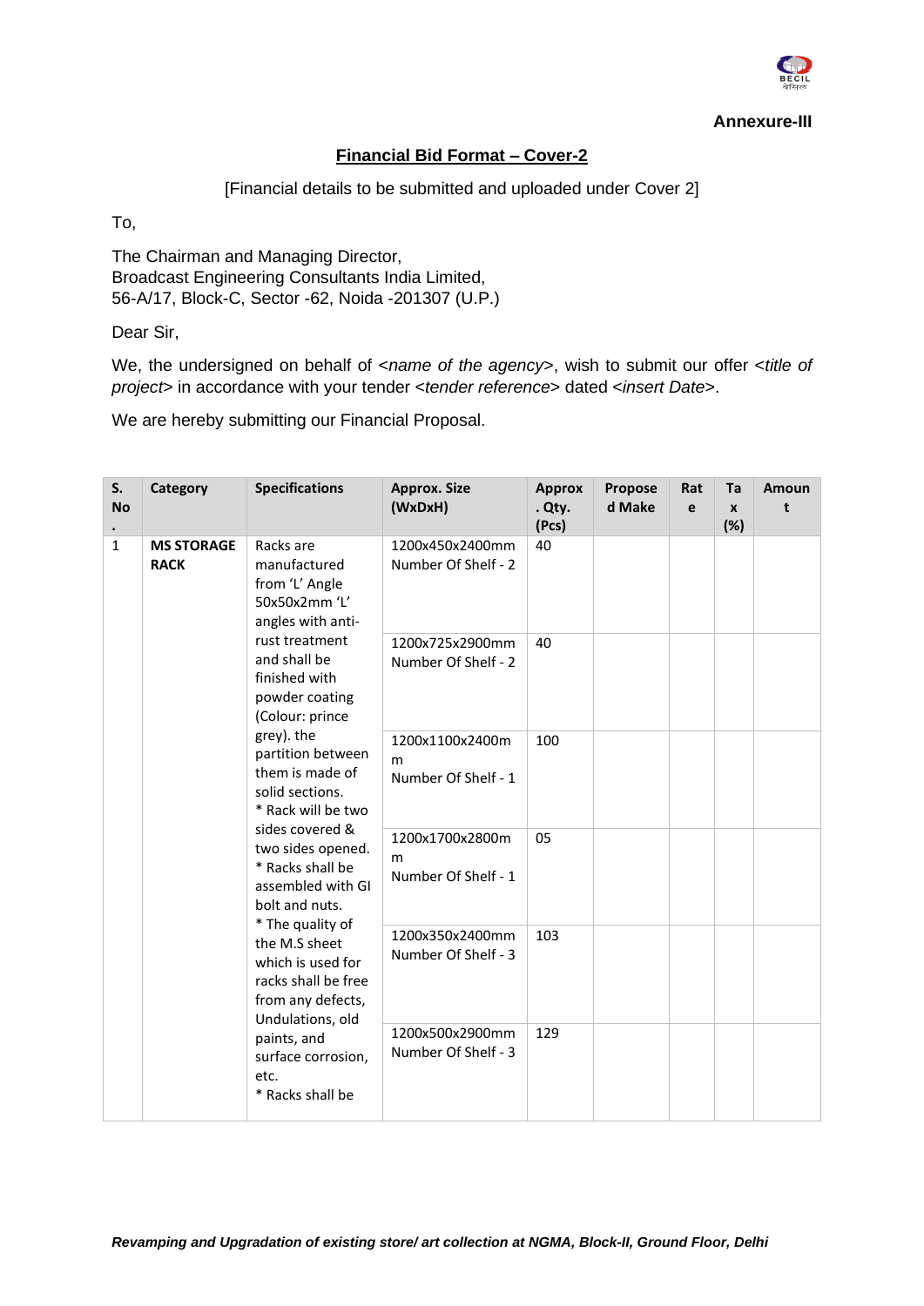**Annexure-III**

## Financial Bid Format – Cover-2

[Financial details to be submitted and uploaded under Cover 2]

To,

The Chairman and Managing Director,
Broadcast Engineering Consultants India Limited,
56-A/17, Block-C, Sector -62, Noida -201307 (U.P.)

Dear Sir,

We, the undersigned on behalf of <*name of the agency*>, wish to submit our offer <*title of project*> in accordance with your tender <*tender reference*> dated <*insert Date*>.

We are hereby submitting our Financial Proposal.

| S. No. | Category | Specifications | Approx. Size (WxDxH) | Approx. Qty. (Pcs) | Proposed Make | Rate | Tax (%) | Amount |
|---|---|---|---|---|---|---|---|---|
| 1 | **MS STORAGE RACK** | Racks are manufactured from 'L' Angle 50x50x2mm 'L' angles with anti-rust treatment and shall be finished with powder coating (Colour: prince grey). the partition between them is made of solid sections. * Rack will be two sides covered & two sides opened. * Racks shall be assembled with GI bolt and nuts. * The quality of the M.S sheet which is used for racks shall be free from any defects, Undulations, old paints, and surface corrosion, etc. * Racks shall be | 1200x450x2400mm Number Of Shelf - 2 | 40 | | | | |
| | | | 1200x725x2900mm Number Of Shelf - 2 | 40 | | | | |
| | | | 1200x1100x2400mm Number Of Shelf - 1 | 100 | | | | |
| | | | 1200x1700x2800mm Number Of Shelf - 1 | 05 | | | | |
| | | | 1200x350x2400mm Number Of Shelf - 3 | 103 | | | | |
| | | | 1200x500x2900mm Number Of Shelf - 3 | 129 | | | | |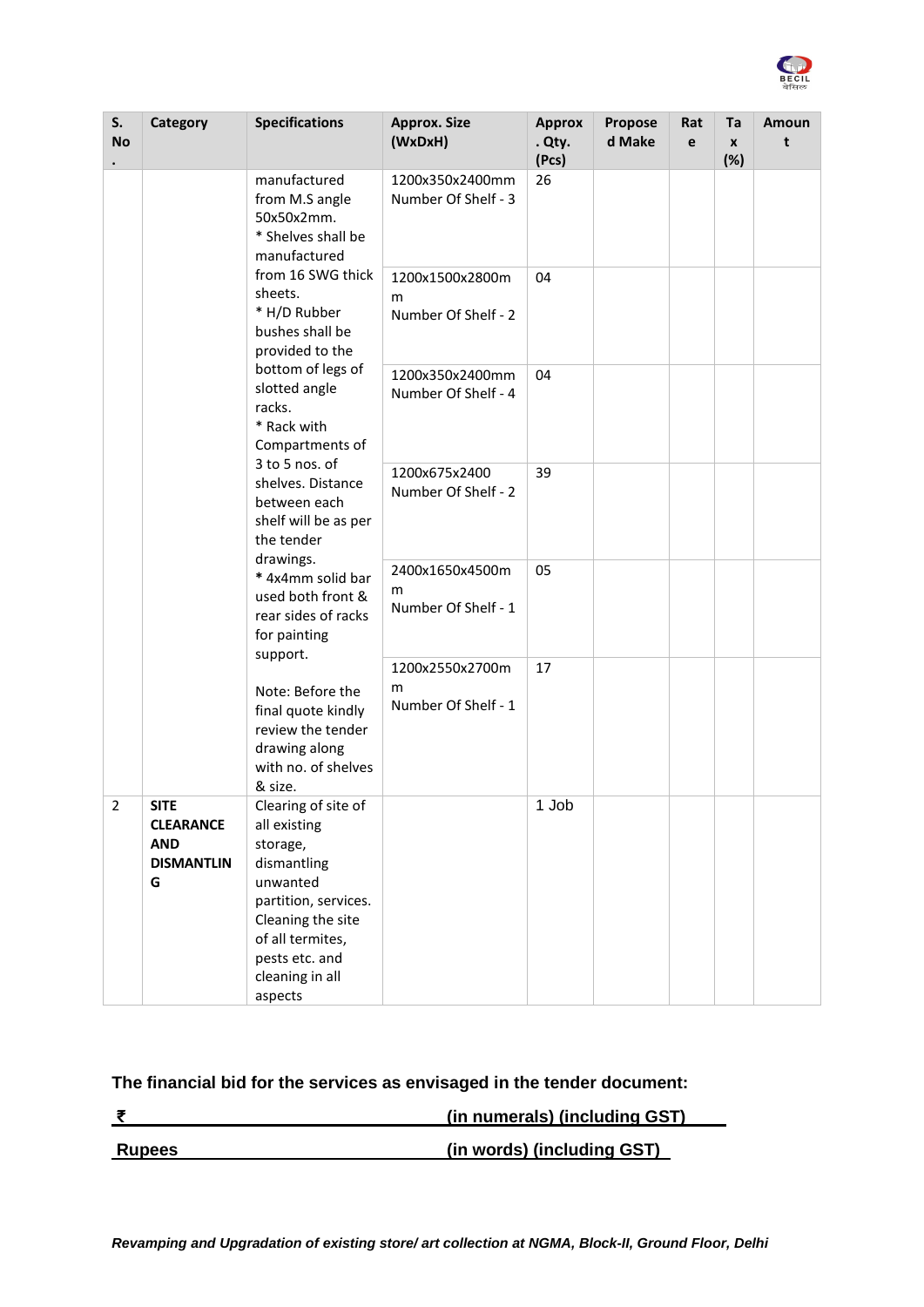| S. No. | Category | Specifications | Approx. Size (WxDxH) | Approx. Qty. (Pcs) | Proposed Make | Rate | Tax (%) | Amount |
|---|---|---|---|---|---|---|---|---|
| | | manufactured from M.S angle 50x50x2mm. * Shelves shall be manufactured from 16 SWG thick sheets. * H/D Rubber bushes shall be provided to the bottom of legs of slotted angle racks. * Rack with Compartments of 3 to 5 nos. of shelves. Distance between each shelf will be as per the tender drawings. * 4x4mm solid bar used both front & rear sides of racks for painting support. Note: Before the final quote kindly review the tender drawing along with no. of shelves & size. | 1200x350x2400mm Number Of Shelf - 3 | 26 | | | | |
| | | | 1200x1500x2800mm Number Of Shelf - 2 | 04 | | | | |
| | | | 1200x350x2400mm Number Of Shelf - 4 | 04 | | | | |
| | | | 1200x675x2400 Number Of Shelf - 2 | 39 | | | | |
| | | | 2400x1650x4500mm Number Of Shelf - 1 | 05 | | | | |
| | | | 1200x2550x2700mm Number Of Shelf - 1 | 17 | | | | |
| 2 | **SITE CLEARANCE AND DISMANTLING** | Clearing of site of all existing storage, dismantling unwanted partition, services. Cleaning the site of all termites, pests etc. and cleaning in all aspects | | 1 Job | | | | |

**The financial bid for the services as envisaged in the tender document:**

**₹ ______________________ (in numerals) (including GST)**

**Rupees ______________________ (in words) (including GST)**

***Revamping and Upgradation of existing store/ art collection at NGMA, Block-II, Ground Floor, Delhi***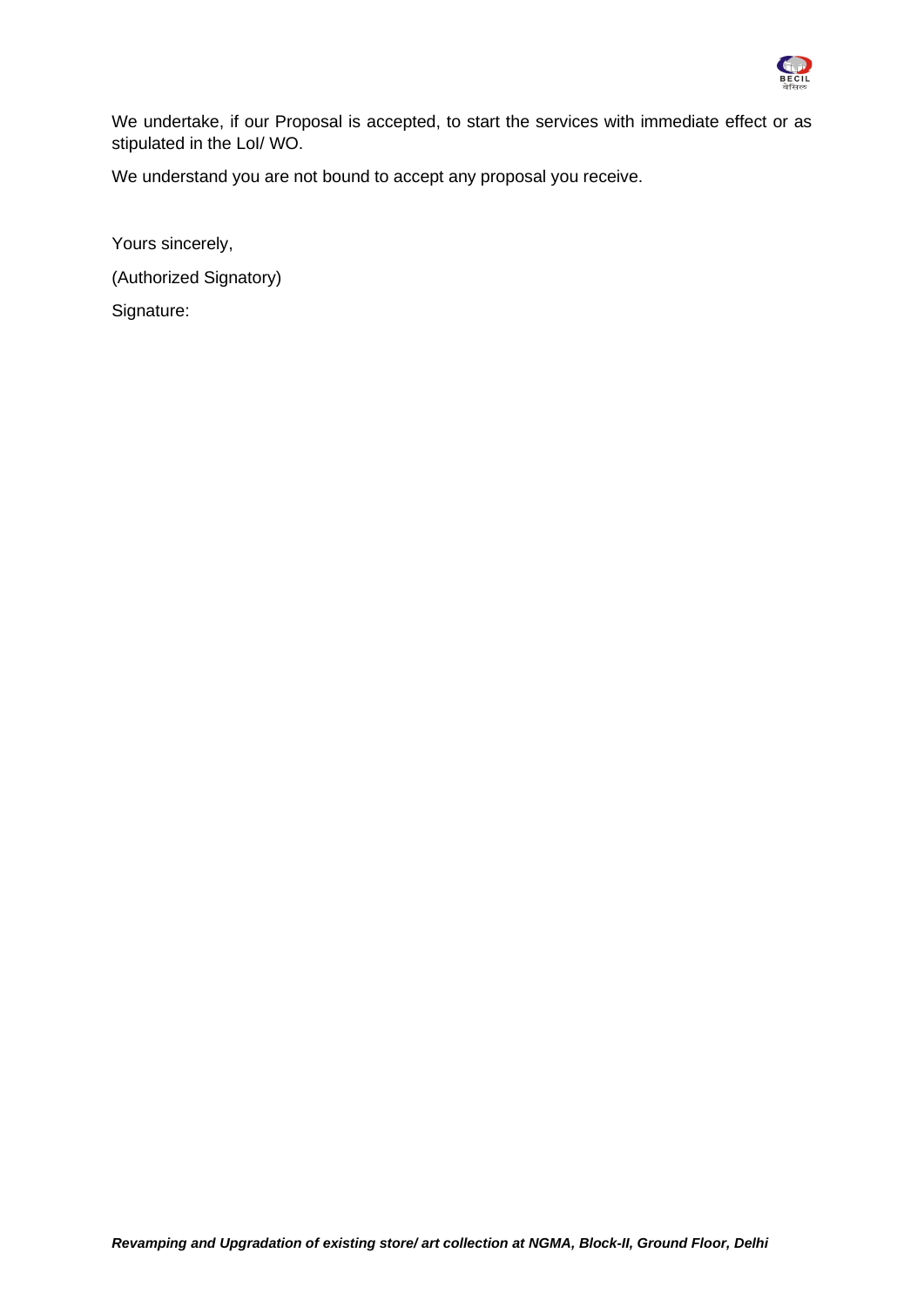We undertake, if our Proposal is accepted, to start the services with immediate effect or as stipulated in the LoI/ WO.

We understand you are not bound to accept any proposal you receive.

Yours sincerely,

(Authorized Signatory)

Signature: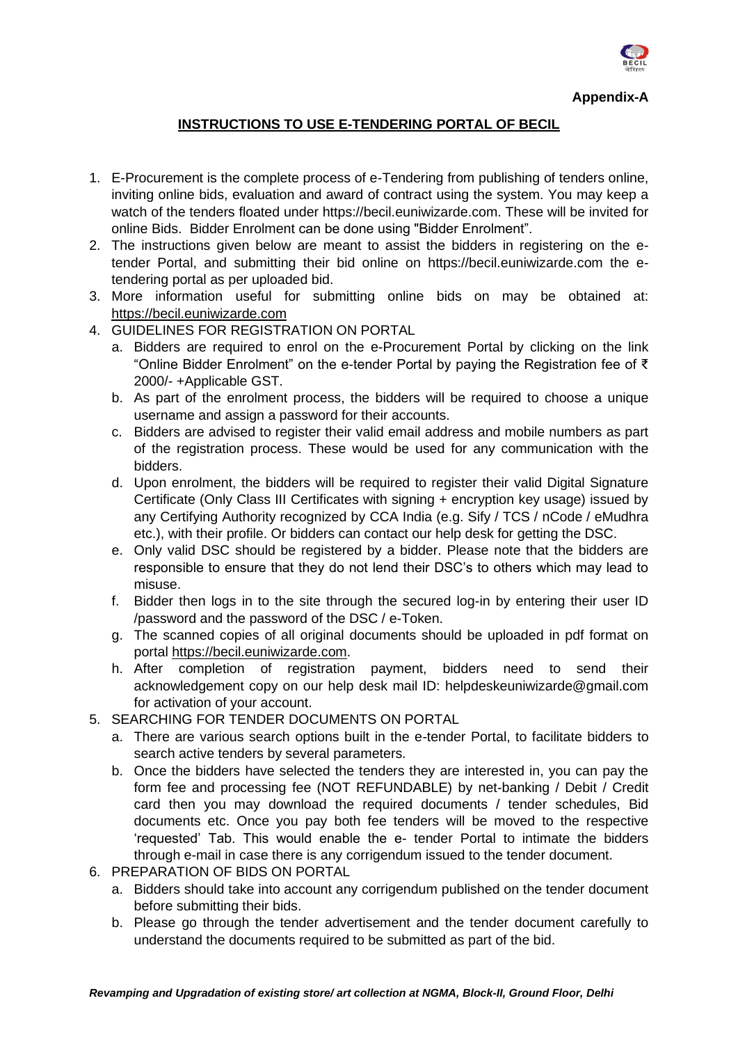**Appendix-A**

## INSTRUCTIONS TO USE E-TENDERING PORTAL OF BECIL

1. E-Procurement is the complete process of e-Tendering from publishing of tenders online, inviting online bids, evaluation and award of contract using the system. You may keep a watch of the tenders floated under https://becil.euniwizarde.com. These will be invited for online Bids. Bidder Enrolment can be done using "Bidder Enrolment".
2. The instructions given below are meant to assist the bidders in registering on the e-tender Portal, and submitting their bid online on https://becil.euniwizarde.com the e-tendering portal as per uploaded bid.
3. More information useful for submitting online bids on may be obtained at: https://becil.euniwizarde.com
4. GUIDELINES FOR REGISTRATION ON PORTAL
   a. Bidders are required to enrol on the e-Procurement Portal by clicking on the link "Online Bidder Enrolment" on the e-tender Portal by paying the Registration fee of ₹ 2000/- +Applicable GST.
   b. As part of the enrolment process, the bidders will be required to choose a unique username and assign a password for their accounts.
   c. Bidders are advised to register their valid email address and mobile numbers as part of the registration process. These would be used for any communication with the bidders.
   d. Upon enrolment, the bidders will be required to register their valid Digital Signature Certificate (Only Class III Certificates with signing + encryption key usage) issued by any Certifying Authority recognized by CCA India (e.g. Sify / TCS / nCode / eMudhra etc.), with their profile. Or bidders can contact our help desk for getting the DSC.
   e. Only valid DSC should be registered by a bidder. Please note that the bidders are responsible to ensure that they do not lend their DSC's to others which may lead to misuse.
   f. Bidder then logs in to the site through the secured log-in by entering their user ID /password and the password of the DSC / e-Token.
   g. The scanned copies of all original documents should be uploaded in pdf format on portal https://becil.euniwizarde.com.
   h. After completion of registration payment, bidders need to send their acknowledgement copy on our help desk mail ID: helpdeskeuniwizarde@gmail.com for activation of your account.
5. SEARCHING FOR TENDER DOCUMENTS ON PORTAL
   a. There are various search options built in the e-tender Portal, to facilitate bidders to search active tenders by several parameters.
   b. Once the bidders have selected the tenders they are interested in, you can pay the form fee and processing fee (NOT REFUNDABLE) by net-banking / Debit / Credit card then you may download the required documents / tender schedules, Bid documents etc. Once you pay both fee tenders will be moved to the respective 'requested' Tab. This would enable the e- tender Portal to intimate the bidders through e-mail in case there is any corrigendum issued to the tender document.
6. PREPARATION OF BIDS ON PORTAL
   a. Bidders should take into account any corrigendum published on the tender document before submitting their bids.
   b. Please go through the tender advertisement and the tender document carefully to understand the documents required to be submitted as part of the bid.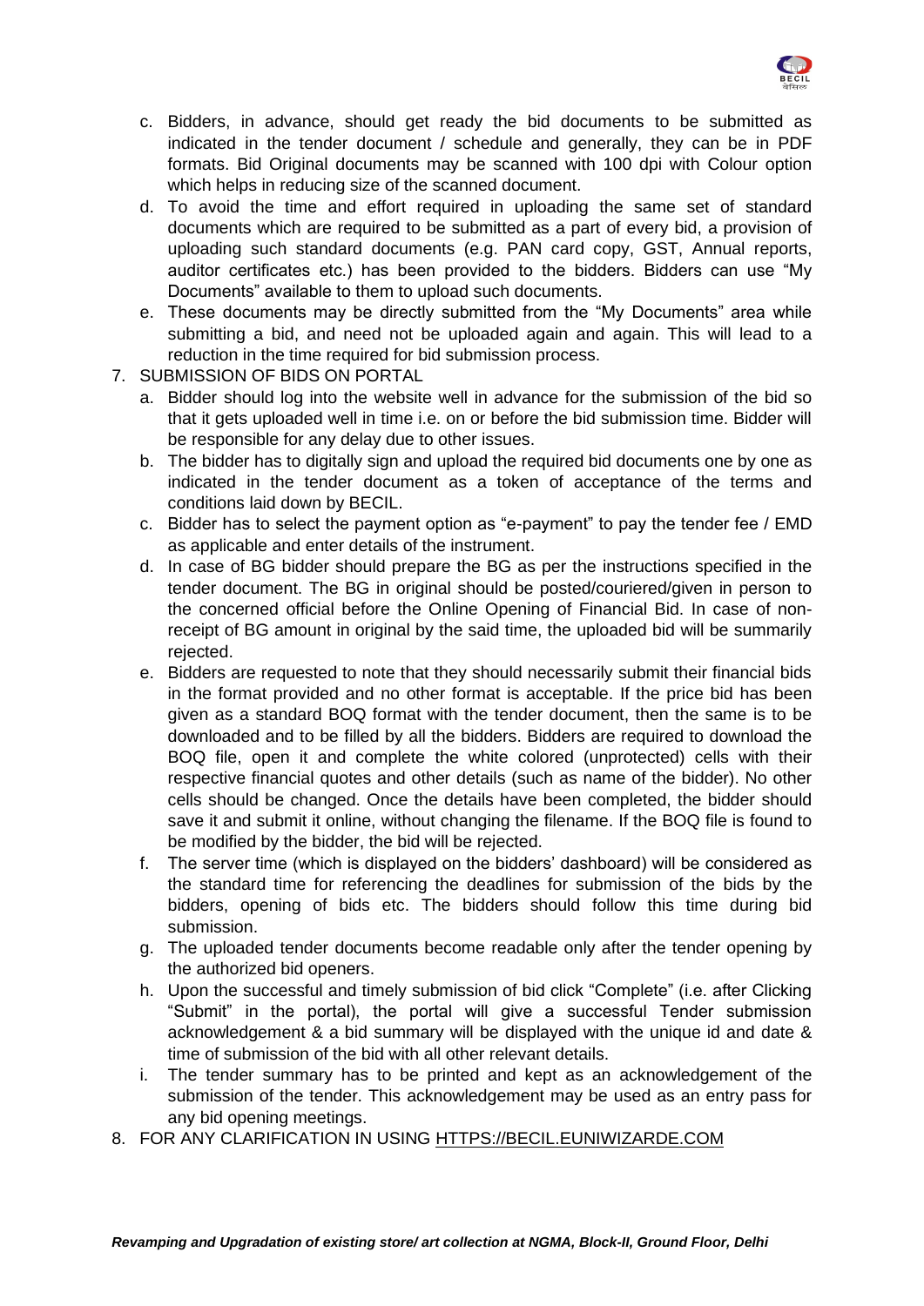c. Bidders, in advance, should get ready the bid documents to be submitted as indicated in the tender document / schedule and generally, they can be in PDF formats. Bid Original documents may be scanned with 100 dpi with Colour option which helps in reducing size of the scanned document.

d. To avoid the time and effort required in uploading the same set of standard documents which are required to be submitted as a part of every bid, a provision of uploading such standard documents (e.g. PAN card copy, GST, Annual reports, auditor certificates etc.) has been provided to the bidders. Bidders can use "My Documents" available to them to upload such documents.

e. These documents may be directly submitted from the "My Documents" area while submitting a bid, and need not be uploaded again and again. This will lead to a reduction in the time required for bid submission process.

7. SUBMISSION OF BIDS ON PORTAL

   a. Bidder should log into the website well in advance for the submission of the bid so that it gets uploaded well in time i.e. on or before the bid submission time. Bidder will be responsible for any delay due to other issues.

   b. The bidder has to digitally sign and upload the required bid documents one by one as indicated in the tender document as a token of acceptance of the terms and conditions laid down by BECIL.

   c. Bidder has to select the payment option as "e-payment" to pay the tender fee / EMD as applicable and enter details of the instrument.

   d. In case of BG bidder should prepare the BG as per the instructions specified in the tender document. The BG in original should be posted/couriered/given in person to the concerned official before the Online Opening of Financial Bid. In case of non-receipt of BG amount in original by the said time, the uploaded bid will be summarily rejected.

   e. Bidders are requested to note that they should necessarily submit their financial bids in the format provided and no other format is acceptable. If the price bid has been given as a standard BOQ format with the tender document, then the same is to be downloaded and to be filled by all the bidders. Bidders are required to download the BOQ file, open it and complete the white colored (unprotected) cells with their respective financial quotes and other details (such as name of the bidder). No other cells should be changed. Once the details have been completed, the bidder should save it and submit it online, without changing the filename. If the BOQ file is found to be modified by the bidder, the bid will be rejected.

   f. The server time (which is displayed on the bidders' dashboard) will be considered as the standard time for referencing the deadlines for submission of the bids by the bidders, opening of bids etc. The bidders should follow this time during bid submission.

   g. The uploaded tender documents become readable only after the tender opening by the authorized bid openers.

   h. Upon the successful and timely submission of bid click "Complete" (i.e. after Clicking "Submit" in the portal), the portal will give a successful Tender submission acknowledgement & a bid summary will be displayed with the unique id and date & time of submission of the bid with all other relevant details.

   i. The tender summary has to be printed and kept as an acknowledgement of the submission of the tender. This acknowledgement may be used as an entry pass for any bid opening meetings.

8. FOR ANY CLARIFICATION IN USING HTTPS://BECIL.EUNIWIZARDE.COM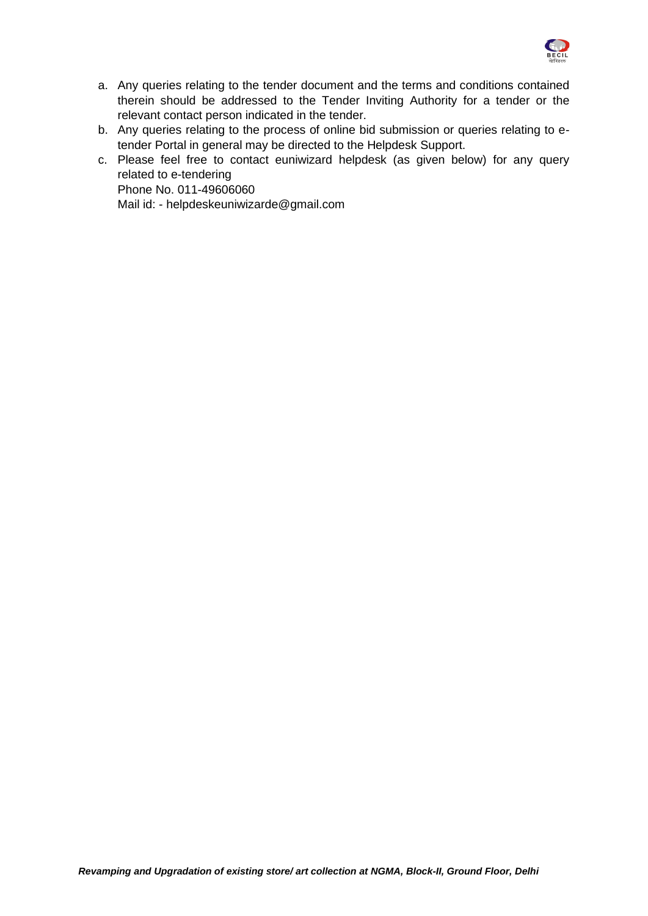a. Any queries relating to the tender document and the terms and conditions contained therein should be addressed to the Tender Inviting Authority for a tender or the relevant contact person indicated in the tender.
b. Any queries relating to the process of online bid submission or queries relating to e-tender Portal in general may be directed to the Helpdesk Support.
c. Please feel free to contact euniwizard helpdesk (as given below) for any query related to e-tendering
   Phone No. 011-49606060
   Mail id: - helpdeskeuniwizarde@gmail.com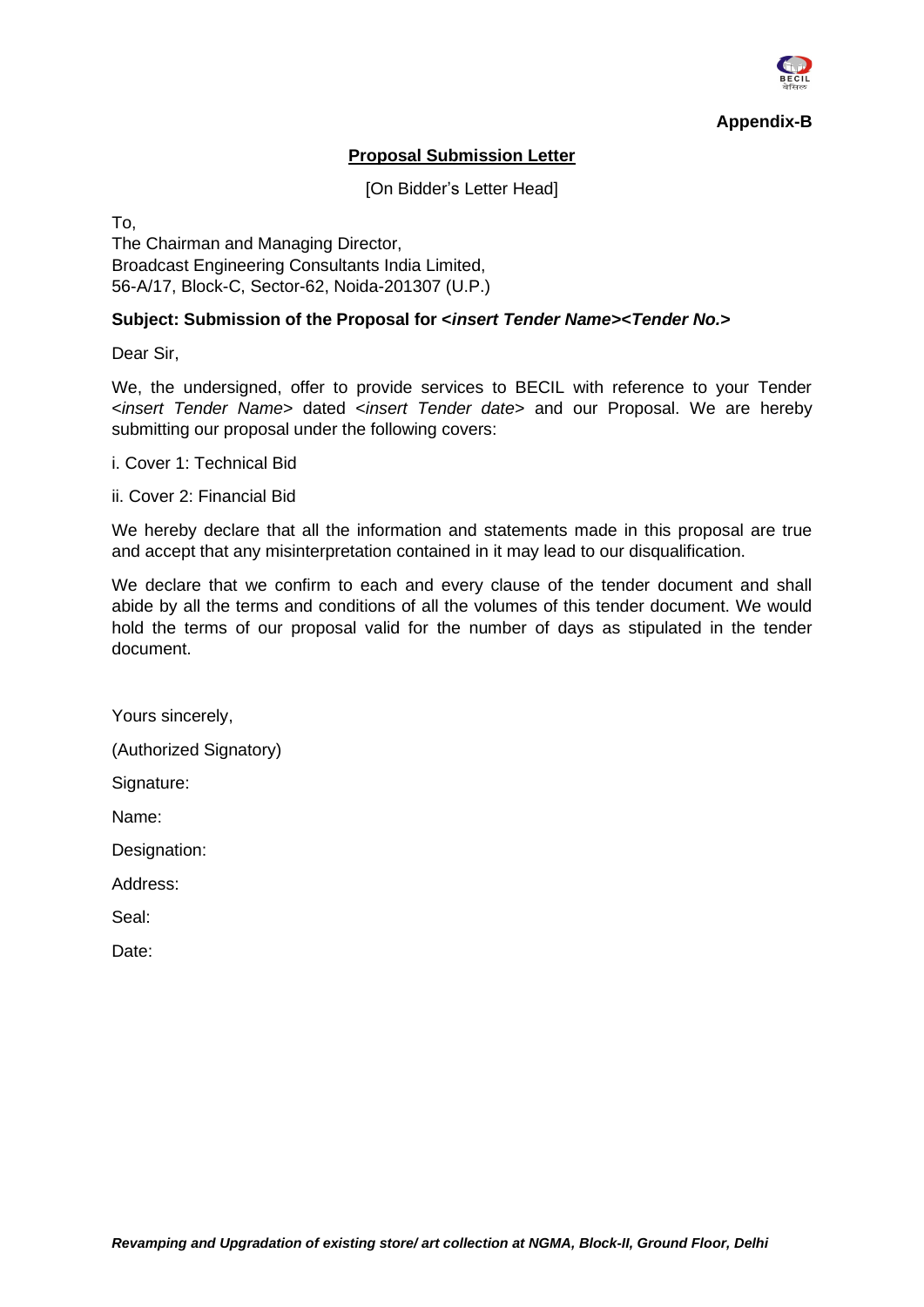**Appendix-B**

## Proposal Submission Letter

[On Bidder's Letter Head]

To,
The Chairman and Managing Director,
Broadcast Engineering Consultants India Limited,
56-A/17, Block-C, Sector-62, Noida-201307 (U.P.)

**Subject: Submission of the Proposal for <*insert Tender Name*><*Tender No.*>**

Dear Sir,

We, the undersigned, offer to provide services to BECIL with reference to your Tender <*insert Tender Name*> dated <*insert Tender date*> and our Proposal. We are hereby submitting our proposal under the following covers:

i. Cover 1: Technical Bid

ii. Cover 2: Financial Bid

We hereby declare that all the information and statements made in this proposal are true and accept that any misinterpretation contained in it may lead to our disqualification.

We declare that we confirm to each and every clause of the tender document and shall abide by all the terms and conditions of all the volumes of this tender document. We would hold the terms of our proposal valid for the number of days as stipulated in the tender document.

Yours sincerely,

(Authorized Signatory)

Signature:

Name:

Designation:

Address:

Seal:

Date: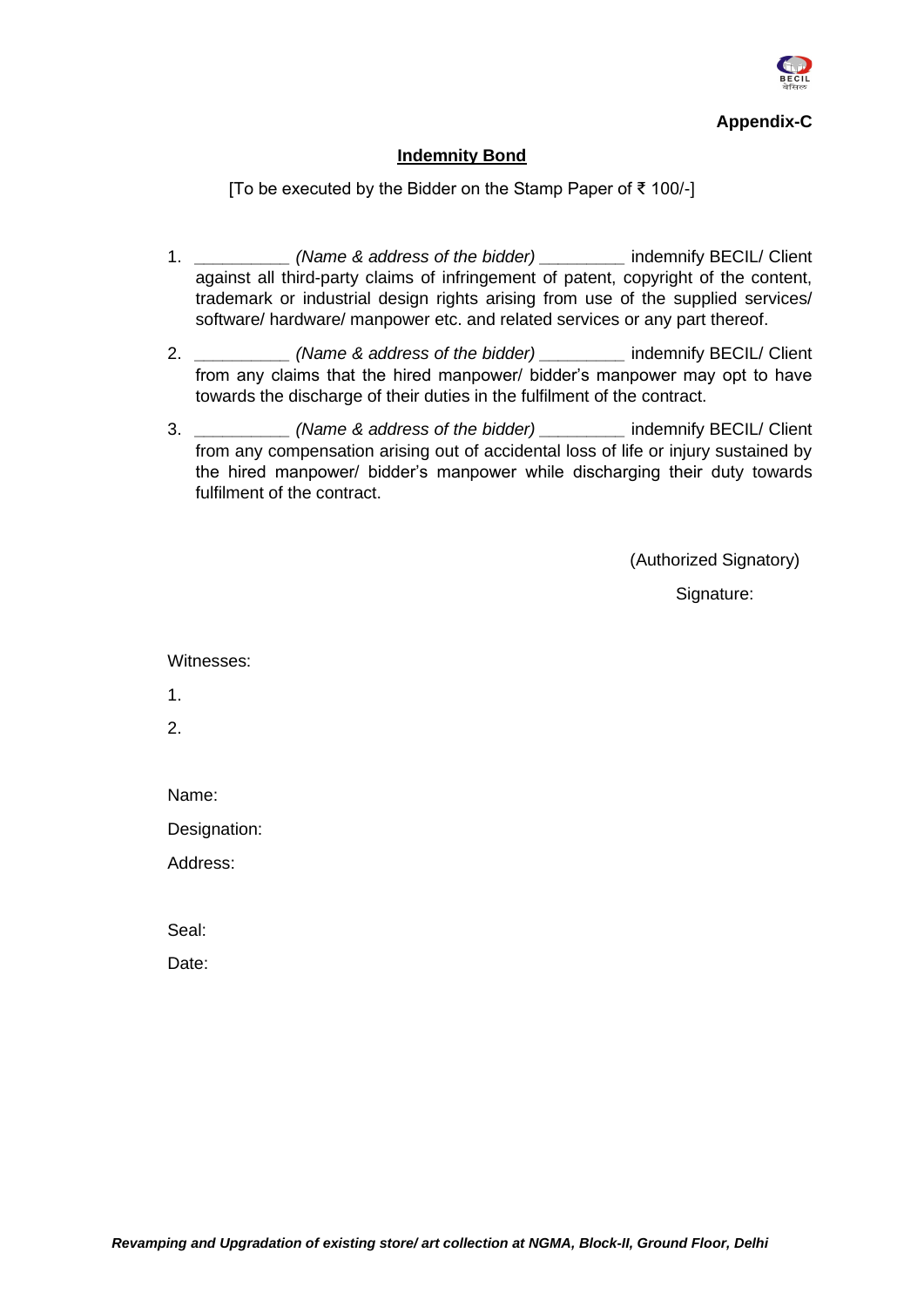**Appendix-C**

## Indemnity Bond

[To be executed by the Bidder on the Stamp Paper of ₹ 100/-]

1. __________ *(Name & address of the bidder)* _________ indemnify BECIL/ Client against all third-party claims of infringement of patent, copyright of the content, trademark or industrial design rights arising from use of the supplied services/ software/ hardware/ manpower etc. and related services or any part thereof.
2. __________ *(Name & address of the bidder)* _________ indemnify BECIL/ Client from any claims that the hired manpower/ bidder's manpower may opt to have towards the discharge of their duties in the fulfilment of the contract.
3. __________ *(Name & address of the bidder)* _________ indemnify BECIL/ Client from any compensation arising out of accidental loss of life or injury sustained by the hired manpower/ bidder's manpower while discharging their duty towards fulfilment of the contract.

(Authorized Signatory)

Signature:

Witnesses:

1.

2.

Name:

Designation:

Address:

Seal:

Date: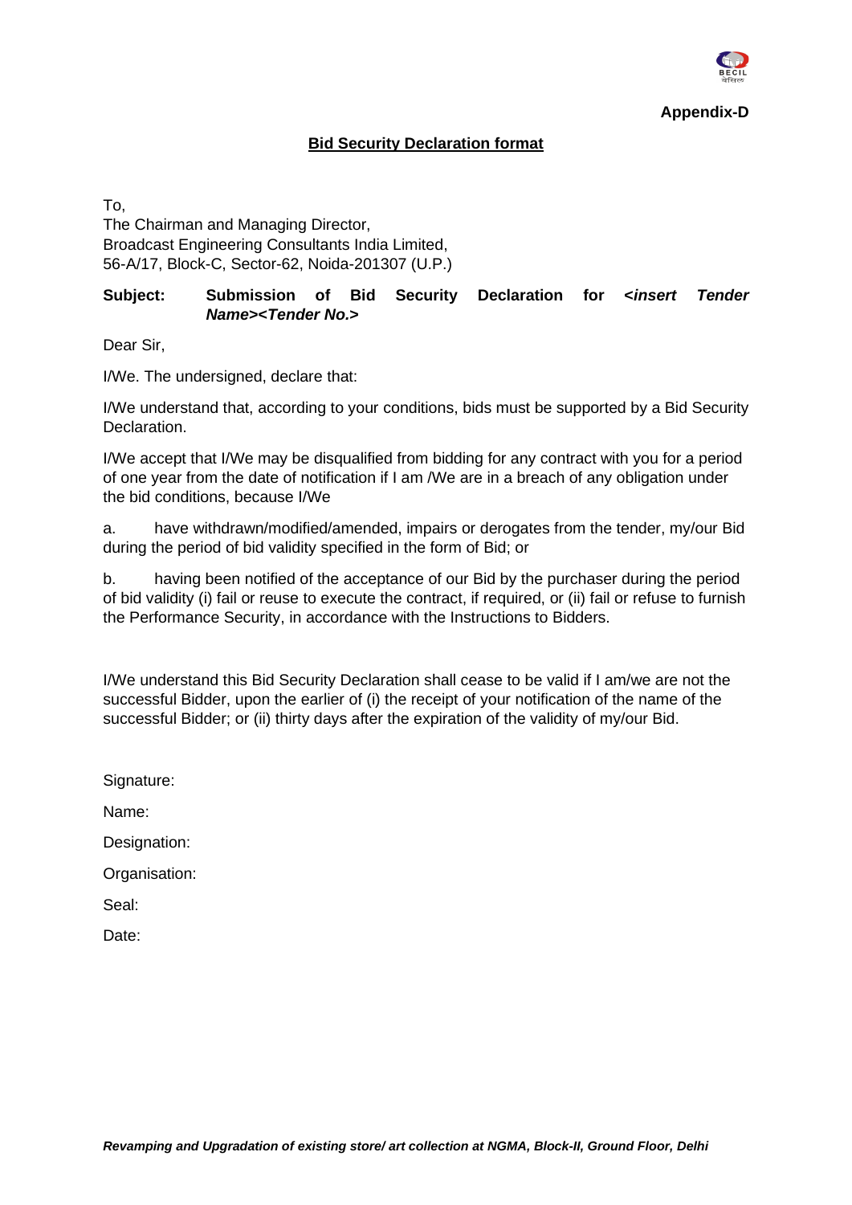**Appendix-D**

**Bid Security Declaration format**

To,
The Chairman and Managing Director,
Broadcast Engineering Consultants India Limited,
56-A/17, Block-C, Sector-62, Noida-201307 (U.P.)

**Subject: Submission of Bid Security Declaration for <*insert Tender Name*><*Tender No.*>**

Dear Sir,

I/We. The undersigned, declare that:

I/We understand that, according to your conditions, bids must be supported by a Bid Security Declaration.

I/We accept that I/We may be disqualified from bidding for any contract with you for a period of one year from the date of notification if I am /We are in a breach of any obligation under the bid conditions, because I/We

a. have withdrawn/modified/amended, impairs or derogates from the tender, my/our Bid during the period of bid validity specified in the form of Bid; or

b. having been notified of the acceptance of our Bid by the purchaser during the period of bid validity (i) fail or reuse to execute the contract, if required, or (ii) fail or refuse to furnish the Performance Security, in accordance with the Instructions to Bidders.

I/We understand this Bid Security Declaration shall cease to be valid if I am/we are not the successful Bidder, upon the earlier of (i) the receipt of your notification of the name of the successful Bidder; or (ii) thirty days after the expiration of the validity of my/our Bid.

Signature:

Name:

Designation:

Organisation:

Seal:

Date: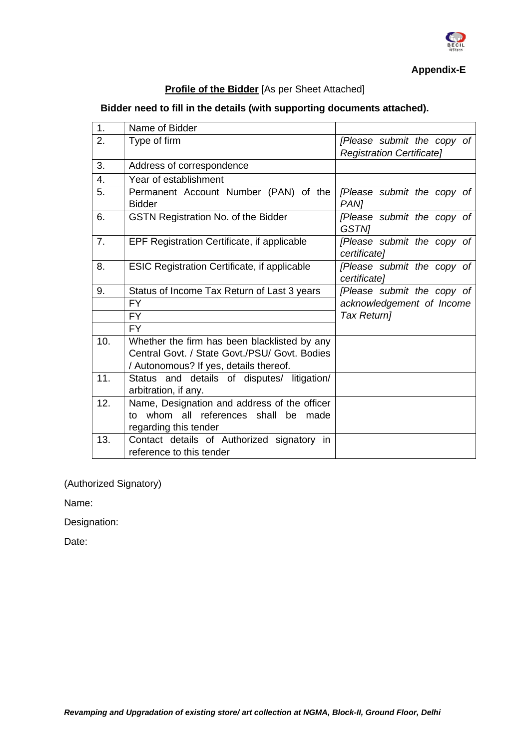**Appendix-E**

**Profile of the Bidder** [As per Sheet Attached]

**Bidder need to fill in the details (with supporting documents attached).**

| 1. | Name of Bidder | |
|---|---|---|
| 2. | Type of firm | *[Please submit the copy of Registration Certificate]* |
| 3. | Address of correspondence | |
| 4. | Year of establishment | |
| 5. | Permanent Account Number (PAN) of the Bidder | *[Please submit the copy of PAN]* |
| 6. | GSTN Registration No. of the Bidder | *[Please submit the copy of GSTN]* |
| 7. | EPF Registration Certificate, if applicable | *[Please submit the copy of certificate]* |
| 8. | ESIC Registration Certificate, if applicable | *[Please submit the copy of certificate]* |
| 9. | Status of Income Tax Return of Last 3 years | *[Please submit the copy of acknowledgement of Income Tax Return]* |
| | FY | |
| | FY | |
| | FY | |
| 10. | Whether the firm has been blacklisted by any Central Govt. / State Govt./PSU/ Govt. Bodies / Autonomous? If yes, details thereof. | |
| 11. | Status and details of disputes/ litigation/ arbitration, if any. | |
| 12. | Name, Designation and address of the officer to whom all references shall be made regarding this tender | |
| 13. | Contact details of Authorized signatory in reference to this tender | |

(Authorized Signatory)

Name:

Designation:

Date: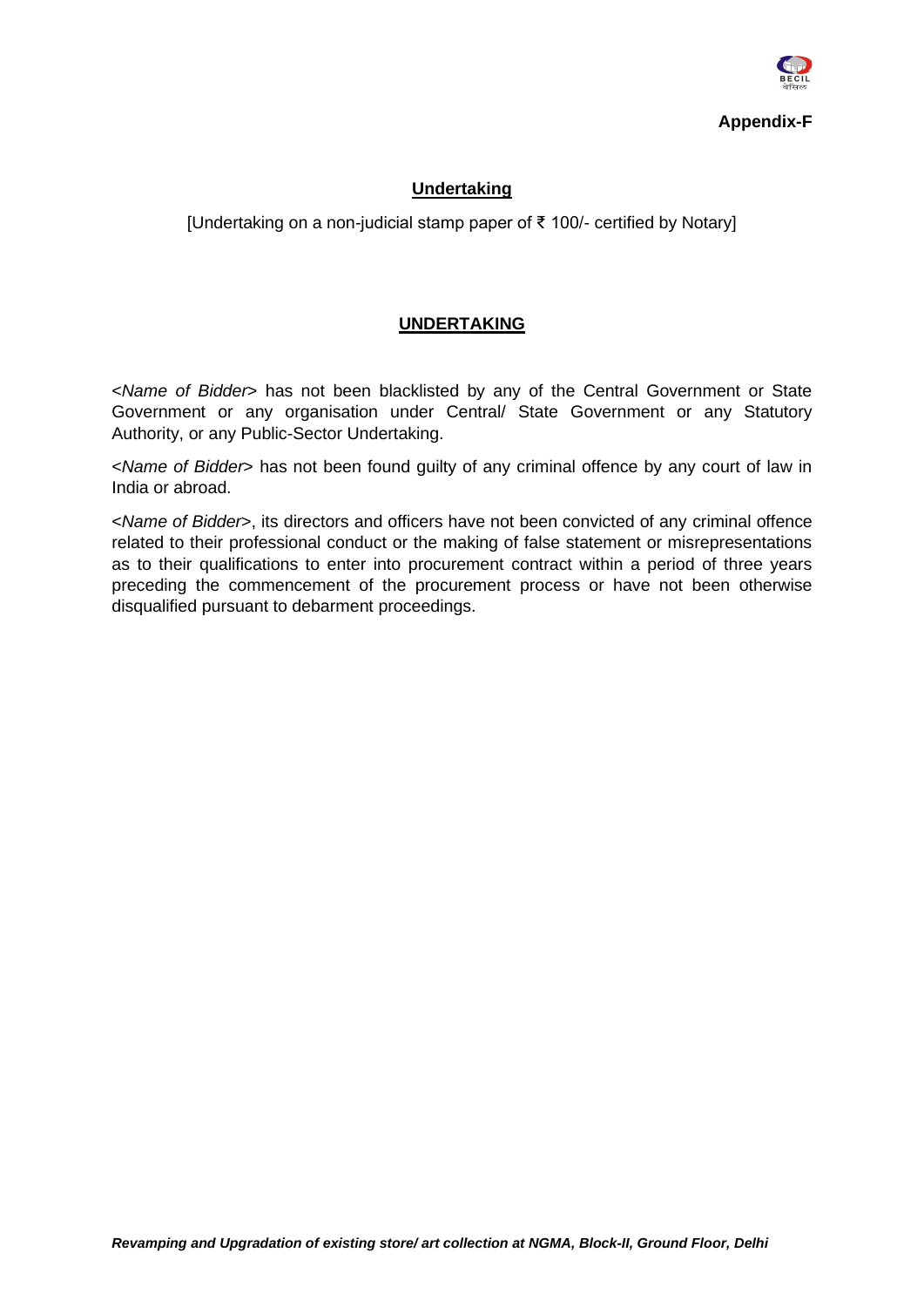**Appendix-F**

## Undertaking

[Undertaking on a non-judicial stamp paper of ₹ 100/- certified by Notary]

## UNDERTAKING

<*Name of Bidder*> has not been blacklisted by any of the Central Government or State Government or any organisation under Central/ State Government or any Statutory Authority, or any Public-Sector Undertaking.

<*Name of Bidder*> has not been found guilty of any criminal offence by any court of law in India or abroad.

<*Name of Bidder*>, its directors and officers have not been convicted of any criminal offence related to their professional conduct or the making of false statement or misrepresentations as to their qualifications to enter into procurement contract within a period of three years preceding the commencement of the procurement process or have not been otherwise disqualified pursuant to debarment proceedings.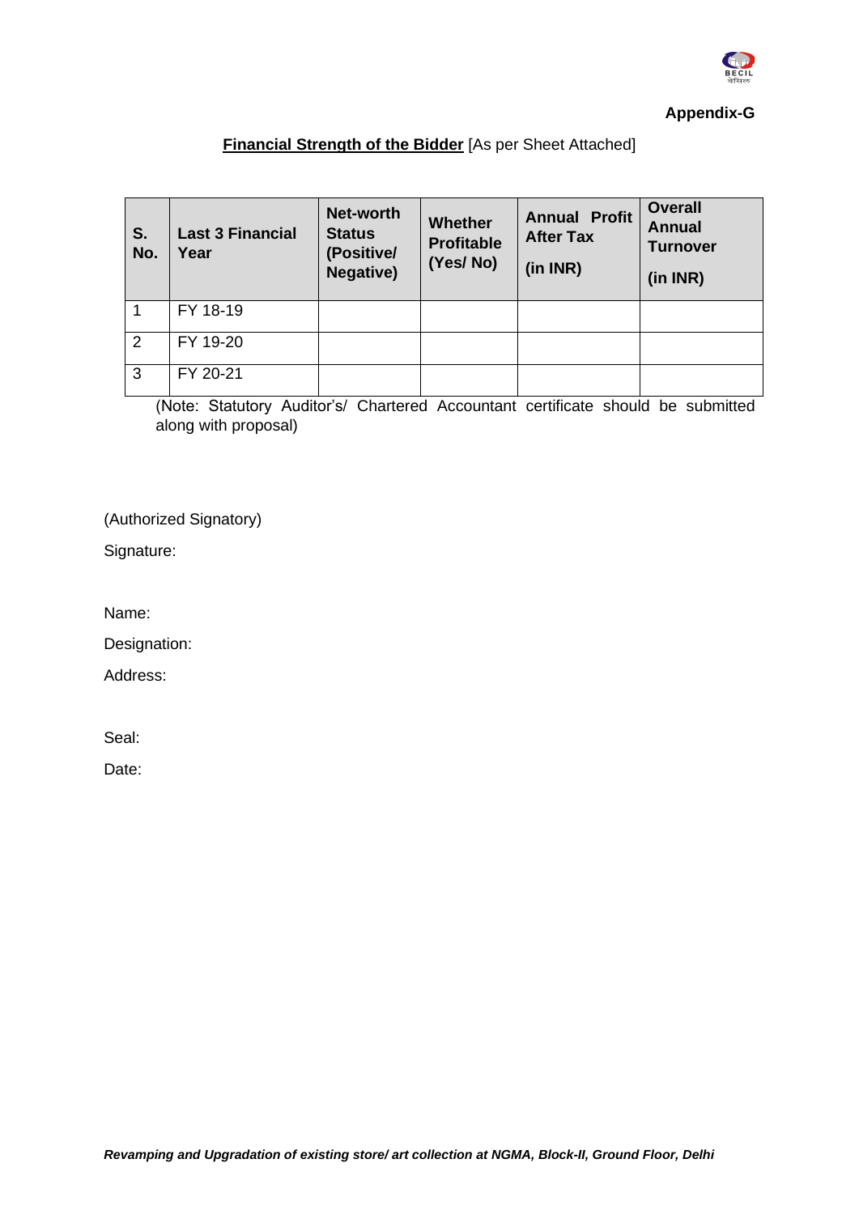**Appendix-G**

**<u>Financial Strength of the Bidder</u>** [As per Sheet Attached]

| S. No. | Last 3 Financial Year | Net-worth Status (Positive/ Negative) | Whether Profitable (Yes/ No) | Annual Profit After Tax (in INR) | Overall Annual Turnover (in INR) |
|---|---|---|---|---|---|
| 1 | FY 18-19 | | | | |
| 2 | FY 19-20 | | | | |
| 3 | FY 20-21 | | | | |

(Note: Statutory Auditor's/ Chartered Accountant certificate should be submitted along with proposal)

(Authorized Signatory)

Signature:

Name:

Designation:

Address:

Seal:

Date: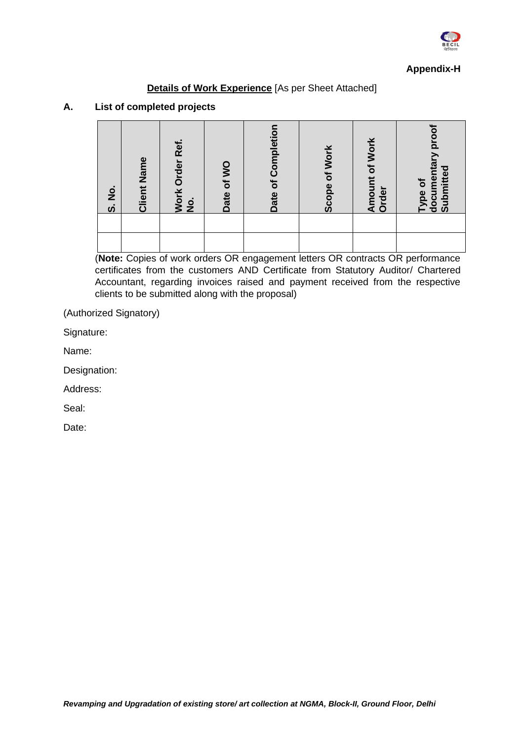**Appendix-H**

**Details of Work Experience** [As per Sheet Attached]

**A. List of completed projects**

| S. No. | Client Name | Work Order Ref. No. | Date of WO | Date of Completion | Scope of Work | Amount of Work Order | Type of documentary proof Submitted |
|---|---|---|---|---|---|---|---|
| | | | | | | | |
| | | | | | | | |

(**Note:** Copies of work orders OR engagement letters OR contracts OR performance certificates from the customers AND Certificate from Statutory Auditor/ Chartered Accountant, regarding invoices raised and payment received from the respective clients to be submitted along with the proposal)

(Authorized Signatory)

Signature:

Name:

Designation:

Address:

Seal:

Date: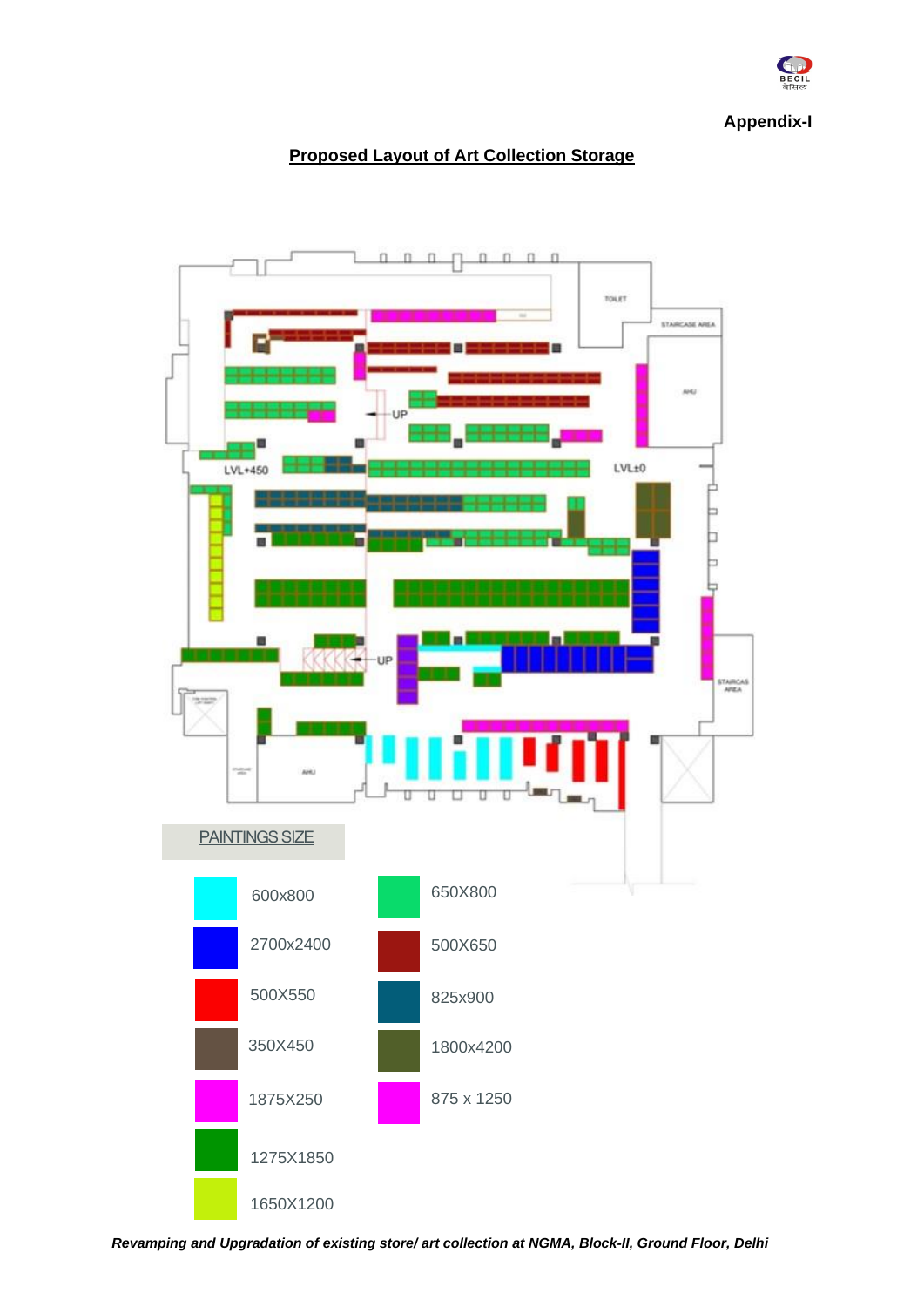**Appendix-I**

## Proposed Layout of Art Collection Storage

TOILET

STAIRCASE AREA

AHU

UP

LVL+450

LVL±0

UP

STAIRCAS AREA

AHU

PAINTINGS SIZE

| | |
|---|---|
| 600x800 | 650X800 |
| 2700x2400 | 500X650 |
| 500X550 | 825x900 |
| 350X450 | 1800x4200 |
| 1875X250 | 875 x 1250 |
| 1275X1850 | |
| 1650X1200 | |

*Revamping and Upgradation of existing store/ art collection at NGMA, Block-II, Ground Floor, Delhi*